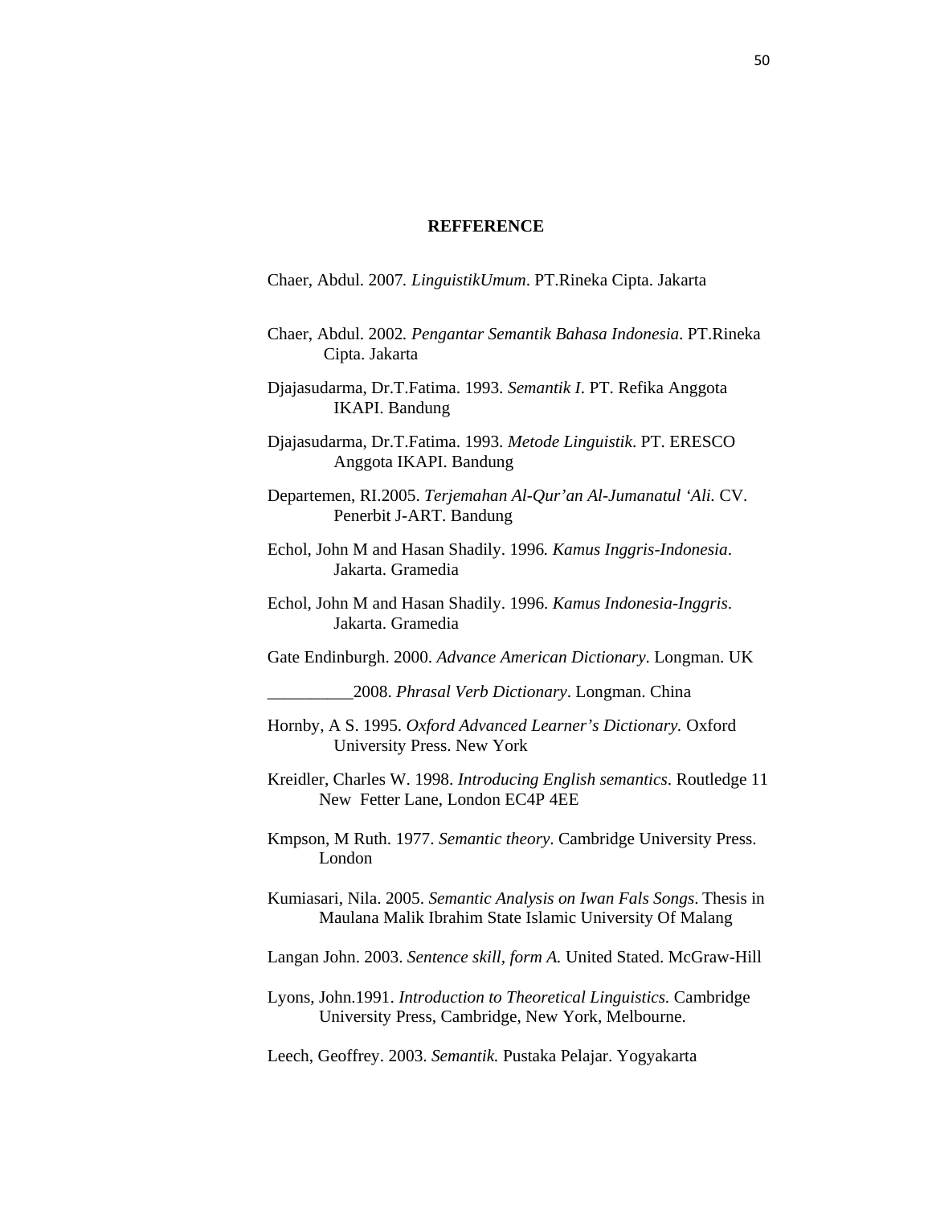## REFFERENCE

Chaer, Abdul. 2007. *LinguistikUmum*. PT.Rineka Cipta. Jakarta

Chaer, Abdul. 2002. *Pengantar Semantik Bahasa Indonesia*. PT.Rineka Cipta. Jakarta

Djajasudarma, Dr.T.Fatima. 1993. *Semantik I*. PT. Refika Anggota IKAPI. Bandung

Djajasudarma, Dr.T.Fatima. 1993. *Metode Linguistik*. PT. ERESCO Anggota IKAPI. Bandung

Departemen, RI.2005. *Terjemahan Al-Qur'an Al-Jumanatul 'Ali.* CV. Penerbit J-ART. Bandung

Echol, John M and Hasan Shadily. 1996. *Kamus Inggris-Indonesia*. Jakarta. Gramedia

Echol, John M and Hasan Shadily. 1996. *Kamus Indonesia-Inggris*. Jakarta. Gramedia

Gate Endinburgh. 2000. *Advance American Dictionary*. Longman. UK

__________2008. *Phrasal Verb Dictionary*. Longman. China

Hornby, A S. 1995. *Oxford Advanced Learner's Dictionary.* Oxford University Press. New York

Kreidler, Charles W. 1998. *Introducing English semantics*. Routledge 11 New Fetter Lane, London EC4P 4EE

Kmpson, M Ruth. 1977. *Semantic theory*. Cambridge University Press. London

Kumiasari, Nila. 2005. *Semantic Analysis on Iwan Fals Songs*. Thesis in Maulana Malik Ibrahim State Islamic University Of Malang

Langan John. 2003. *Sentence skill, form A.* United Stated. McGraw-Hill

Lyons, John.1991. *Introduction to Theoretical Linguistics.* Cambridge University Press, Cambridge, New York, Melbourne.

Leech, Geoffrey. 2003. *Semantik.* Pustaka Pelajar. Yogyakarta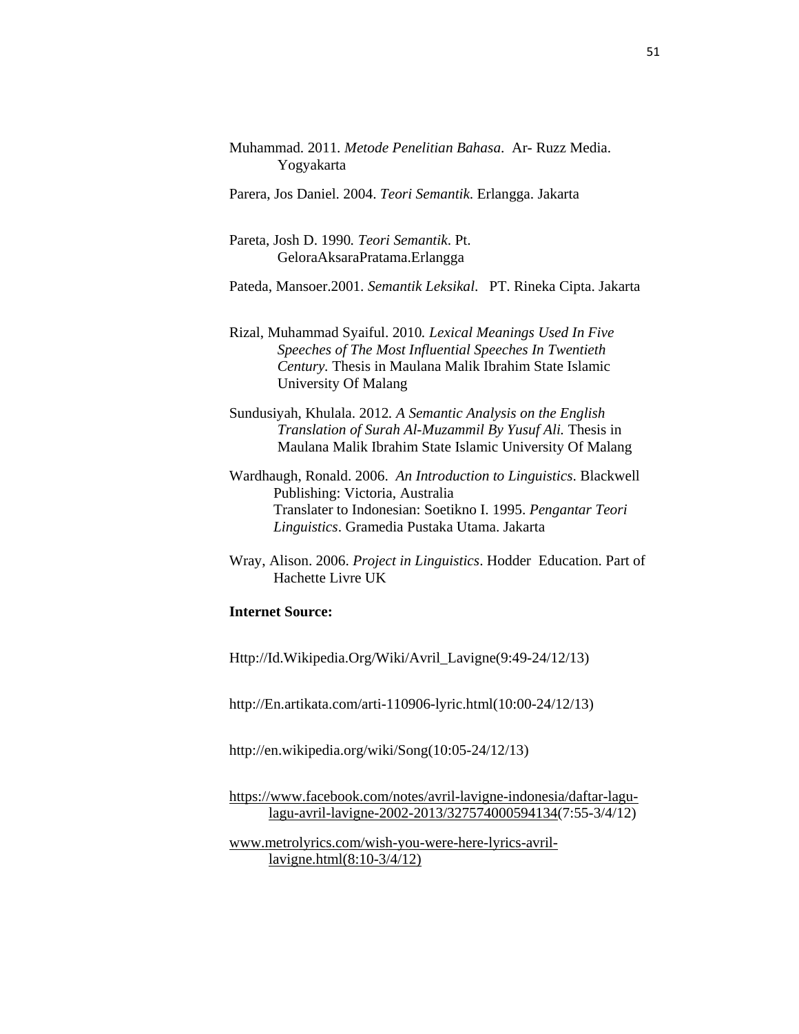Muhammad. 2011. *Metode Penelitian Bahasa*. Ar- Ruzz Media. Yogyakarta

Parera, Jos Daniel. 2004. *Teori Semantik*. Erlangga. Jakarta

Pareta, Josh D. 1990. *Teori Semantik*. Pt. GeloraAksaraPratama.Erlangga

Pateda, Mansoer.2001. *Semantik Leksikal*. PT. Rineka Cipta. Jakarta

Rizal, Muhammad Syaiful. 2010. *Lexical Meanings Used In Five Speeches of The Most Influential Speeches In Twentieth Century.* Thesis in Maulana Malik Ibrahim State Islamic University Of Malang

Sundusiyah, Khulala. 2012. *A Semantic Analysis on the English Translation of Surah Al-Muzammil By Yusuf Ali.* Thesis in Maulana Malik Ibrahim State Islamic University Of Malang

Wardhaugh, Ronald. 2006. *An Introduction to Linguistics*. Blackwell Publishing: Victoria, Australia
Translater to Indonesian: Soetikno I. 1995. *Pengantar Teori Linguistics*. Gramedia Pustaka Utama. Jakarta

Wray, Alison. 2006. *Project in Linguistics*. Hodder Education. Part of Hachette Livre UK

**Internet Source:**

Http://Id.Wikipedia.Org/Wiki/Avril_Lavigne(9:49-24/12/13)

http://En.artikata.com/arti-110906-lyric.html(10:00-24/12/13)

http://en.wikipedia.org/wiki/Song(10:05-24/12/13)

https://www.facebook.com/notes/avril-lavigne-indonesia/daftar-lagu-lagu-avril-lavigne-2002-2013/327574000594134(7:55-3/4/12)

www.metrolyrics.com/wish-you-were-here-lyrics-avril-lavigne.html(8:10-3/4/12)